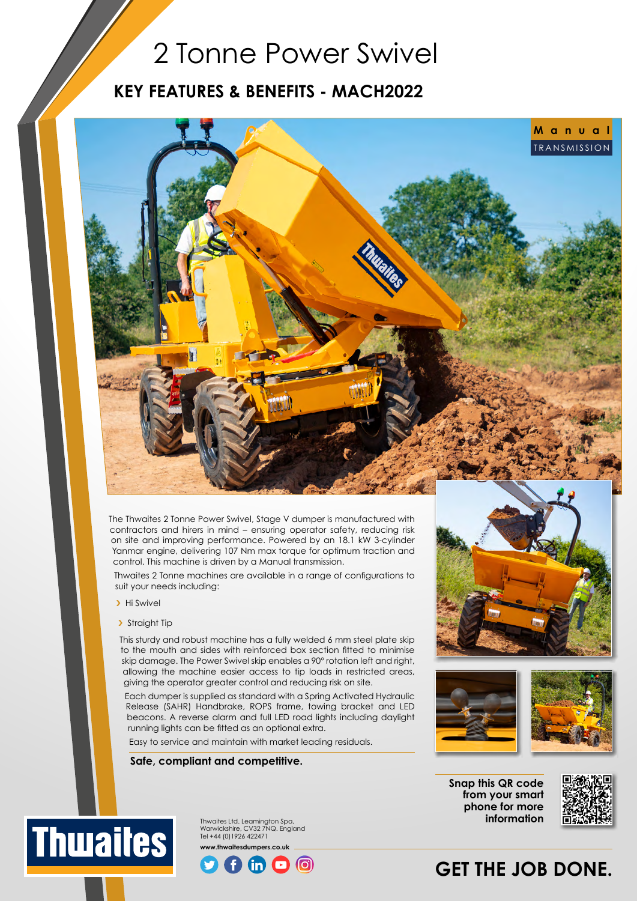# 2 Tonne Power Swivel

## KEY FEATURES & BENEFITS - MACH2022

**Manual** TRANSMISSION

The Thwaites 2 Tonne Power Swivel, Stage V dumper is manufactured with contractors and hirers in mind – ensuring operator safety, reducing risk on site and improving performance. Powered by an 18.1 kW 3-cylinder Yanmar engine, delivering 107 Nm max torque for optimum traction and control. This machine is driven by a Manual transmission.

Thwaites 2 Tonne machines are available in a range of configurations to suit your needs including:

- Hi Swivel
- Straight Tip

This sturdy and robust machine has a fully welded 6 mm steel plate skip to the mouth and sides with reinforced box section fitted to minimise skip damage. The Power Swivel skip enables a 90° rotation left and right, allowing the machine easier access to tip loads in restricted areas, giving the operator greater control and reducing risk on site.

Each dumper is supplied as standard with a Spring Activated Hydraulic Release (SAHR) Handbrake, ROPS frame, towing bracket and LED beacons. A reverse alarm and full LED road lights including daylight running lights can be fitted as an optional extra.

Easy to service and maintain with market leading residuals.

**Safe, compliant and competitive.**

**Snap this QR code from your smart phone for more information**

Thwaites Ltd. Leamington Spa, Warwickshire, CV32 7NQ. England
Tel +44 (0)1926 422471

**www.thwaitesdumpers.co.uk**

**GET THE JOB DONE.**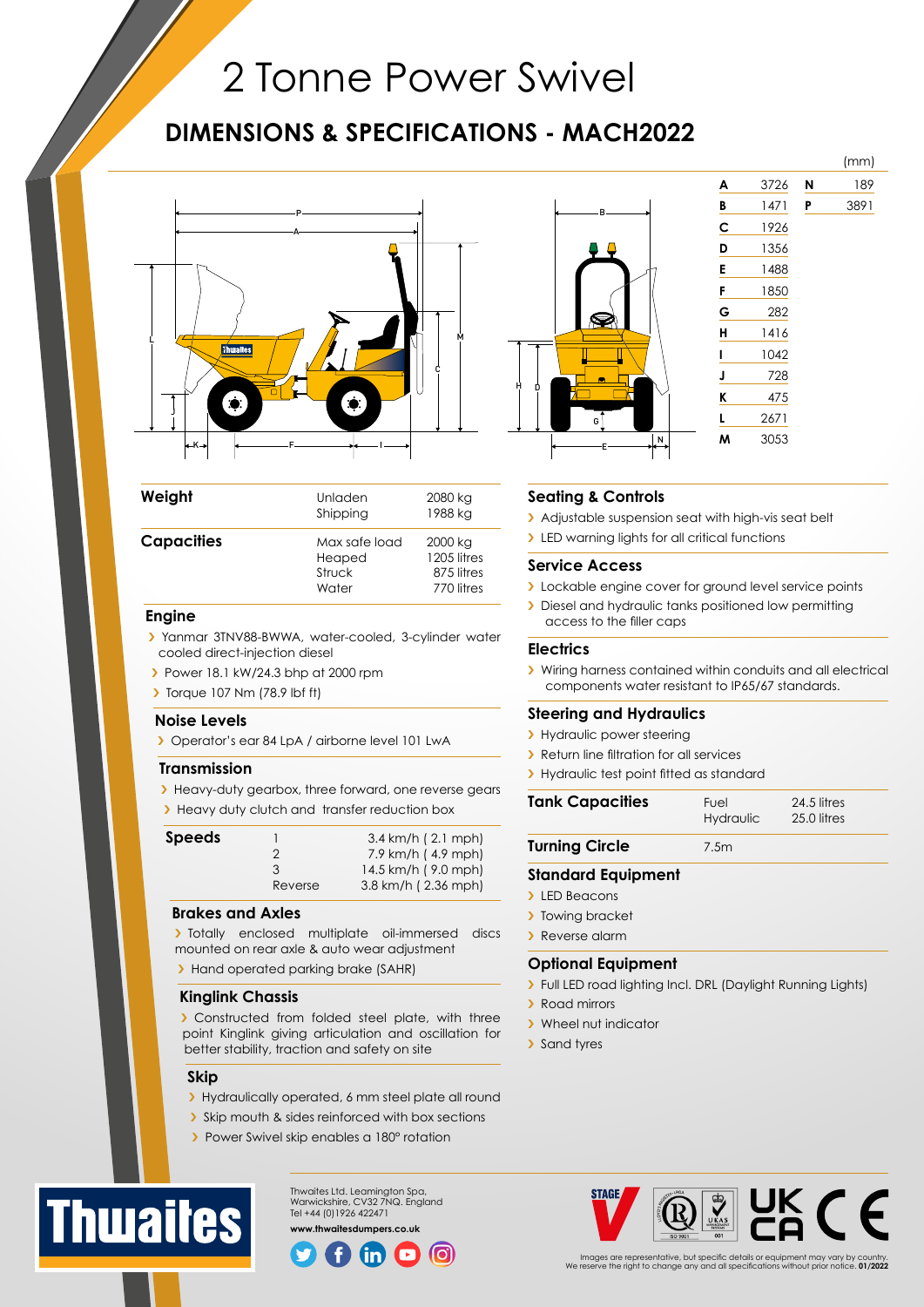# 2 Tonne Power Swivel

## DIMENSIONS & SPECIFICATIONS - MACH2022

(mm)

| | | | |
|---|---|---|---|
| **A** | 3726 | **N** | 189 |
| **B** | 1471 | **P** | 3891 |
| **C** | 1926 | | |
| **D** | 1356 | | |
| **E** | 1488 | | |
| **F** | 1850 | | |
| **G** | 282 | | |
| **H** | 1416 | | |
| **I** | 1042 | | |
| **J** | 728 | | |
| **K** | 475 | | |
| **L** | 2671 | | |
| **M** | 3053 | | |

| | | |
|---|---|---|
| **Weight** | Unladen | 2080 kg |
| | Shipping | 1988 kg |
| **Capacities** | Max safe load | 2000 kg |
| | Heaped | 1205 litres |
| | Struck | 875 litres |
| | Water | 770 litres |

### Engine

- Yanmar 3TNV88-BWWA, water-cooled, 3-cylinder water cooled direct-injection diesel
- Power 18.1 kW/24.3 bhp at 2000 rpm
- Torque 107 Nm (78.9 lbf ft)

### Noise Levels

- Operator's ear 84 LpA / airborne level 101 LwA

### Transmission

- Heavy-duty gearbox, three forward, one reverse gears
- Heavy duty clutch and transfer reduction box

| | | |
|---|---|---|
| **Speeds** | 1 | 3.4 km/h ( 2.1 mph) |
| | 2 | 7.9 km/h ( 4.9 mph) |
| | 3 | 14.5 km/h ( 9.0 mph) |
| | Reverse | 3.8 km/h ( 2.36 mph) |

### Brakes and Axles

- Totally enclosed multiplate oil-immersed discs mounted on rear axle & auto wear adjustment
- Hand operated parking brake (SAHR)

### Kinglink Chassis

- Constructed from folded steel plate, with three point Kinglink giving articulation and oscillation for better stability, traction and safety on site

### Skip

- Hydraulically operated, 6 mm steel plate all round
- Skip mouth & sides reinforced with box sections
- Power Swivel skip enables a 180° rotation

### Seating & Controls

- Adjustable suspension seat with high-vis seat belt
- LED warning lights for all critical functions

### Service Access

- Lockable engine cover for ground level service points
- Diesel and hydraulic tanks positioned low permitting access to the filler caps

### Electrics

- Wiring harness contained within conduits and all electrical components water resistant to IP65/67 standards.

### Steering and Hydraulics

- Hydraulic power steering
- Return line filtration for all services
- Hydraulic test point fitted as standard

| | | |
|---|---|---|
| **Tank Capacities** | Fuel | 24.5 litres |
| | Hydraulic | 25.0 litres |
| **Turning Circle** | 7.5m | |

### Standard Equipment

- LED Beacons
- Towing bracket
- Reverse alarm

### Optional Equipment

- Full LED road lighting Incl. DRL (Daylight Running Lights)
- Road mirrors
- Wheel nut indicator
- Sand tyres

Thwaites Ltd. Leamington Spa, Warwickshire, CV32 7NQ. England
Tel +44 (0)1926 422471
**www.thwaitesdumpers.co.uk**

Images are representative, but specific details or equipment may vary by country.
We reserve the right to change any and all specifications without prior notice. **01/2022**